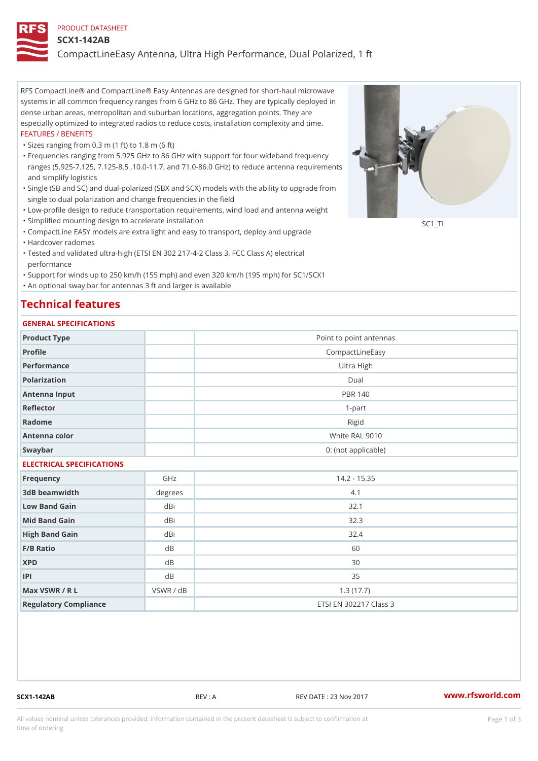PRODUCT DATASHEET

# SCX1-142AB

## CompactLineEasy Antenna, Ultra High Performance, Dual Polarized, 1 ft

RFS CompactLine® and CompactLine® Easy Antennas are designed for short-haul microwave systems in all common frequency ranges from 6 GHz to 86 GHz. They are typically deployed in dense urban areas, metropolitan and suburban locations, aggregation points. They are especially optimized to integrated radios to reduce costs, installation complexity and time.

FEATURES / BENEFITS

- Sizes ranging from 0.3 m (1 ft) to 1.8 m (6 ft)
- Frequencies ranging from 5.925 GHz to 86 GHz with support for four wideband frequency ranges (5.925-7.125, 7.125-8.5 ,10.0-11.7, and 71.0-86.0 GHz) to reduce antenna requirements and simplify logistics
- Single (SB and SC) and dual-polarized (SBX and SCX) models with the ability to upgrade from single to dual polarization and change frequencies in the field
- Low-profile design to reduce transportation requirements, wind load and antenna weight
- Simplified mounting design to accelerate installation
- CompactLine EASY models are extra light and easy to transport, deploy and upgrade
- Hardcover radomes
- Tested and validated ultra-high (ETSI EN 302 217-4-2 Class 3, FCC Class A) electrical performance
- Support for winds up to 250 km/h (155 mph) and even 320 km/h (195 mph) for SC1/SCX1
- An optional sway bar for antennas 3 ft and larger is available

SC1_TI

## Technical features

### GENERAL SPECIFICATIONS

| | | |
|---|---|---|
| Product Type | | Point to point antennas |
| Profile | | CompactLineEasy |
| Performance | | Ultra High |
| Polarization | | Dual |
| Antenna Input | | PBR 140 |
| Reflector | | 1-part |
| Radome | | Rigid |
| Antenna color | | White RAL 9010 |
| Swaybar | | 0: (not applicable) |

### ELECTRICAL SPECIFICATIONS

| | | |
|---|---|---|
| Frequency | GHz | 14.2 - 15.35 |
| 3dB beamwidth | degrees | 4.1 |
| Low Band Gain | dBi | 32.1 |
| Mid Band Gain | dBi | 32.3 |
| High Band Gain | dBi | 32.4 |
| F/B Ratio | dB | 60 |
| XPD | dB | 30 |
| IPI | dB | 35 |
| Max VSWR / R L | VSWR / dB | 1.3 (17.7) |
| Regulatory Compliance | | ETSI EN 302217 Class 3 |

SCX1-142AB REV : A REV DATE : 23 Nov 2017 www.rfsworld.com

All values nominal unless tolerances provided; information contained in the present datasheet is subject to confirmation at time of ordering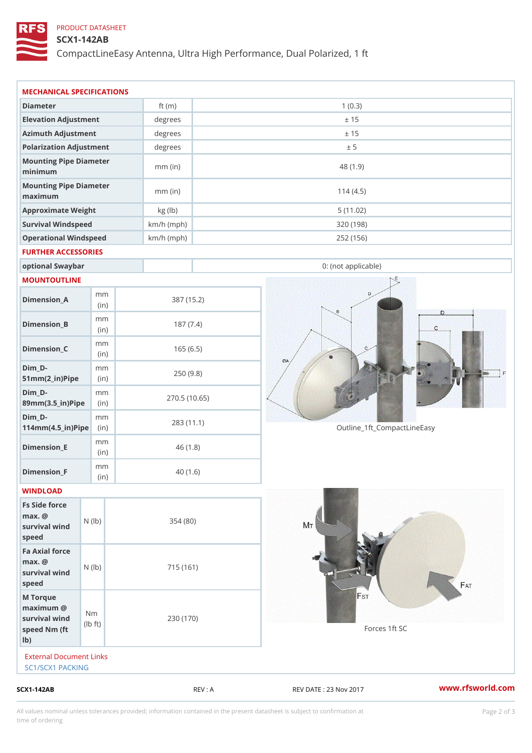PRODUCT DATASHEET

# SCX1-142AB

CompactLineEasy Antenna, Ultra High Performance, Dual Polarized, 1 ft

## MECHANICAL SPECIFICATIONS

| Diameter | ft (m) | 1 (0.3) |
|---|---|---|
| Elevation Adjustment | degrees | ± 15 |
| Azimuth Adjustment | degrees | ± 15 |
| Polarization Adjustment | degrees | ± 5 |
| Mounting Pipe Diameter minimum | mm (in) | 48 (1.9) |
| Mounting Pipe Diameter maximum | mm (in) | 114 (4.5) |
| Approximate Weight | kg (lb) | 5 (11.02) |
| Survival Windspeed | km/h (mph) | 320 (198) |
| Operational Windspeed | km/h (mph) | 252 (156) |

## FURTHER ACCESSORIES

| optional Swaybar | | 0: (not applicable) |
|---|---|---|

## MOUNTOUTLINE

| Dimension | Unit | Value |
|---|---|---|
| Dimension_A | mm (in) | 387 (15.2) |
| Dimension_B | mm (in) | 187 (7.4) |
| Dimension_C | mm (in) | 165 (6.5) |
| Dim_D-51mm(2_in)Pipe | mm (in) | 250 (9.8) |
| Dim_D-89mm(3.5_in)Pipe | mm (in) | 270.5 (10.65) |
| Dim_D-114mm(4.5_in)Pipe | mm (in) | 283 (11.1) |
| Dimension_E | mm (in) | 46 (1.8) |
| Dimension_F | mm (in) | 40 (1.6) |

Outline_1ft_CompactLineEasy

## WINDLOAD

| Parameter | Unit | Value |
|---|---|---|
| Fs Side force max. @ survival wind speed | N (lb) | 354 (80) |
| Fa Axial force max. @ survival wind speed | N (lb) | 715 (161) |
| M Torque maximum @ survival wind speed Nm (ft lb) | Nm (lb ft) | 230 (170) |

Forces 1ft SC

External Document Links

SC1/SCX1 PACKING

SCX1-142AB REV : A REV DATE : 23 Nov 2017 www.rfsworld.com

All values nominal unless tolerances provided; information contained in the present datasheet is subject to confirmation at time of ordering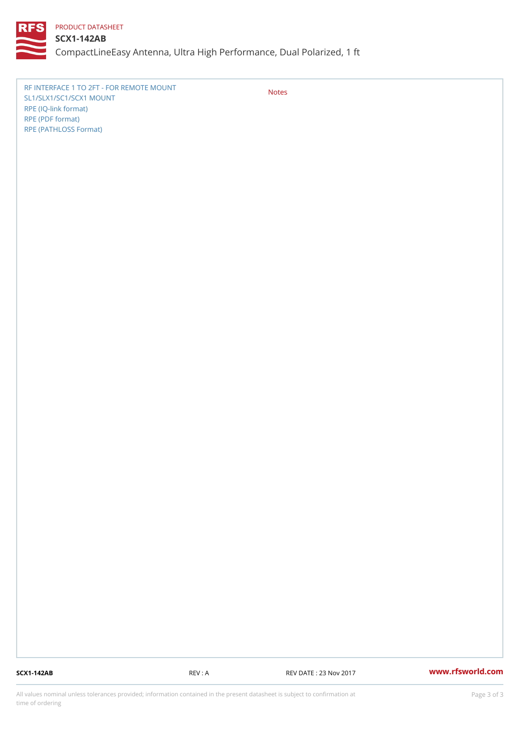RF INTERFACE 1 TO 2FT - FOR REMOTE MOUNT
SL1/SLX1/SC1/SCX1 MOUNT
RPE (IQ-link format)
RPE (PDF format)
RPE (PATHLOSS Format)

Notes